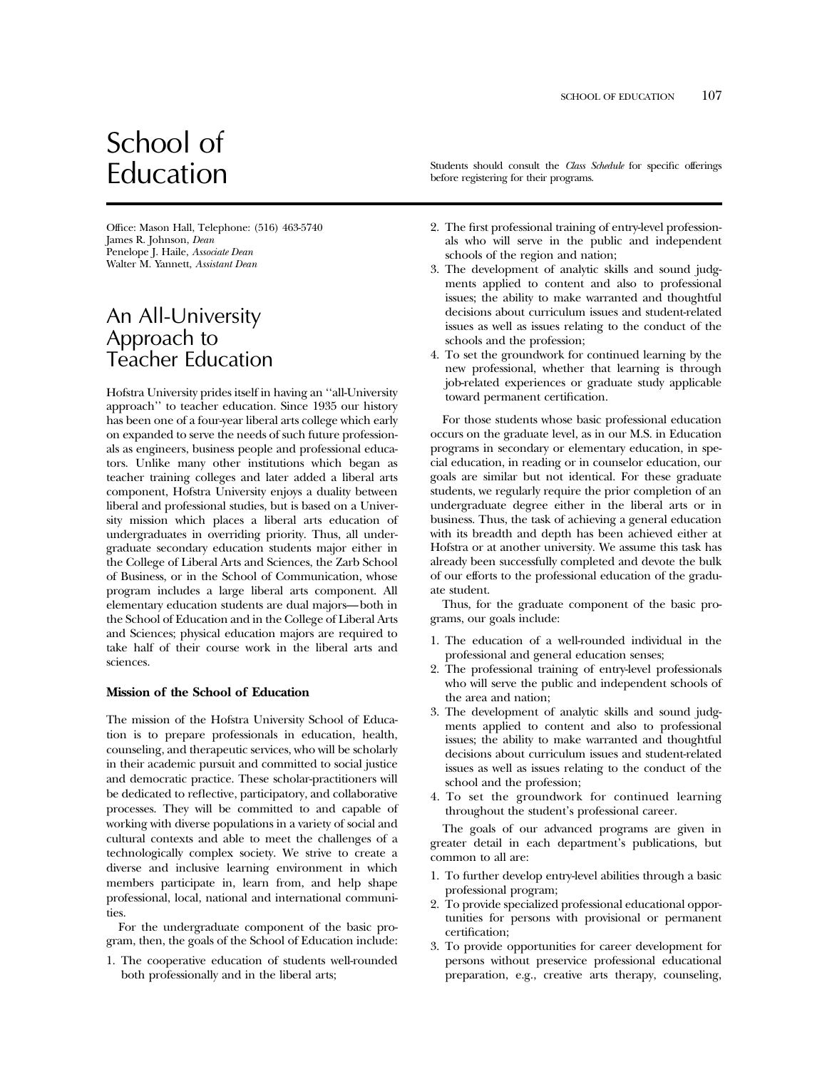# School of Education

Students should consult the *Class Schedule* for specific offerings before registering for their programs.

Office: Mason Hall, Telephone: (516) 463-5740
James R. Johnson, *Dean*
Penelope J. Haile, *Associate Dean*
Walter M. Yannett, *Assistant Dean*

## An All-University Approach to Teacher Education

Hofstra University prides itself in having an ''all-University approach'' to teacher education. Since 1935 our history has been one of a four-year liberal arts college which early on expanded to serve the needs of such future professionals as engineers, business people and professional educators. Unlike many other institutions which began as teacher training colleges and later added a liberal arts component, Hofstra University enjoys a duality between liberal and professional studies, but is based on a University mission which places a liberal arts education of undergraduates in overriding priority. Thus, all undergraduate secondary education students major either in the College of Liberal Arts and Sciences, the Zarb School of Business, or in the School of Communication, whose program includes a large liberal arts component. All elementary education students are dual majors—both in the School of Education and in the College of Liberal Arts and Sciences; physical education majors are required to take half of their course work in the liberal arts and sciences.

### Mission of the School of Education

The mission of the Hofstra University School of Education is to prepare professionals in education, health, counseling, and therapeutic services, who will be scholarly in their academic pursuit and committed to social justice and democratic practice. These scholar-practitioners will be dedicated to reflective, participatory, and collaborative processes. They will be committed to and capable of working with diverse populations in a variety of social and cultural contexts and able to meet the challenges of a technologically complex society. We strive to create a diverse and inclusive learning environment in which members participate in, learn from, and help shape professional, local, national and international communities.

For the undergraduate component of the basic program, then, the goals of the School of Education include:

1. The cooperative education of students well-rounded both professionally and in the liberal arts;
2. The first professional training of entry-level professionals who will serve in the public and independent schools of the region and nation;
3. The development of analytic skills and sound judgments applied to content and also to professional issues; the ability to make warranted and thoughtful decisions about curriculum issues and student-related issues as well as issues relating to the conduct of the schools and the profession;
4. To set the groundwork for continued learning by the new professional, whether that learning is through job-related experiences or graduate study applicable toward permanent certification.

For those students whose basic professional education occurs on the graduate level, as in our M.S. in Education programs in secondary or elementary education, in special education, in reading or in counselor education, our goals are similar but not identical. For these graduate students, we regularly require the prior completion of an undergraduate degree either in the liberal arts or in business. Thus, the task of achieving a general education with its breadth and depth has been achieved either at Hofstra or at another university. We assume this task has already been successfully completed and devote the bulk of our efforts to the professional education of the graduate student.

Thus, for the graduate component of the basic programs, our goals include:

1. The education of a well-rounded individual in the professional and general education senses;
2. The professional training of entry-level professionals who will serve the public and independent schools of the area and nation;
3. The development of analytic skills and sound judgments applied to content and also to professional issues; the ability to make warranted and thoughtful decisions about curriculum issues and student-related issues as well as issues relating to the conduct of the school and the profession;
4. To set the groundwork for continued learning throughout the student's professional career.

The goals of our advanced programs are given in greater detail in each department's publications, but common to all are:

1. To further develop entry-level abilities through a basic professional program;
2. To provide specialized professional educational opportunities for persons with provisional or permanent certification;
3. To provide opportunities for career development for persons without preservice professional educational preparation, e.g., creative arts therapy, counseling,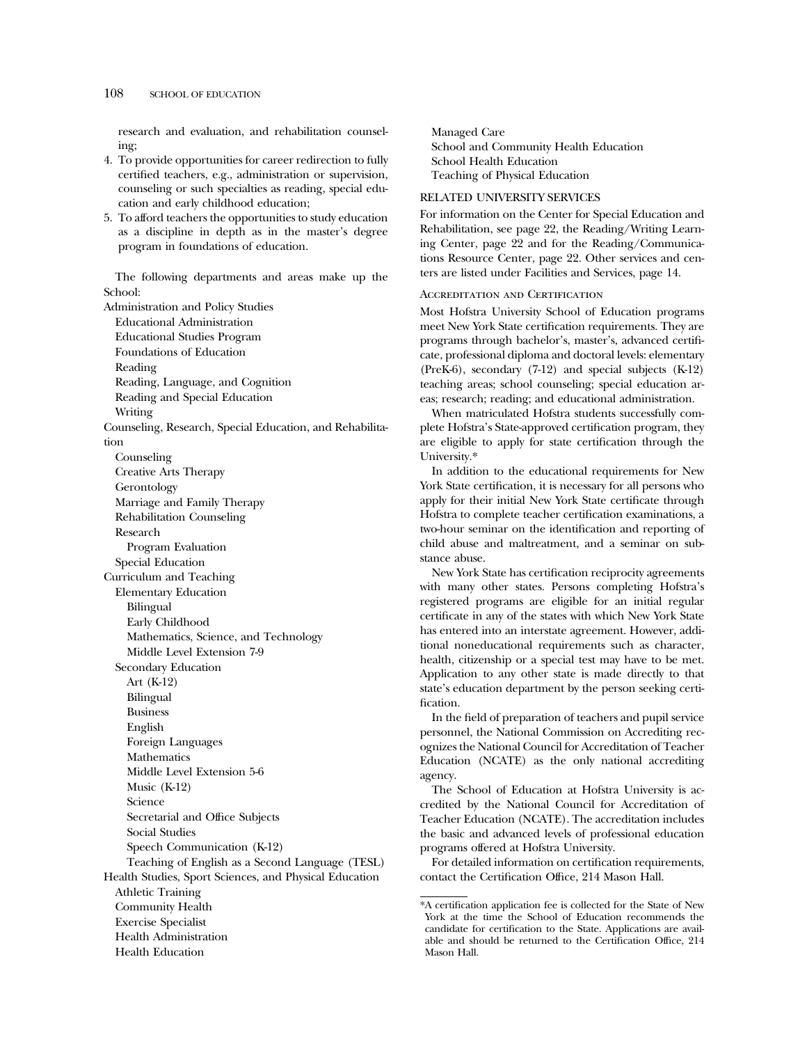research and evaluation, and rehabilitation counseling;

4. To provide opportunities for career redirection to fully certified teachers, e.g., administration or supervision, counseling or such specialties as reading, special education and early childhood education;
5. To afford teachers the opportunities to study education as a discipline in depth as in the master's degree program in foundations of education.

The following departments and areas make up the School:

- Administration and Policy Studies
  - Educational Administration
  - Educational Studies Program
  - Foundations of Education
  - Reading
  - Reading, Language, and Cognition
  - Reading and Special Education
  - Writing
- Counseling, Research, Special Education, and Rehabilitation
  - Counseling
  - Creative Arts Therapy
  - Gerontology
  - Marriage and Family Therapy
  - Rehabilitation Counseling
  - Research
    - Program Evaluation
  - Special Education
- Curriculum and Teaching
  - Elementary Education
    - Bilingual
    - Early Childhood
    - Mathematics, Science, and Technology
    - Middle Level Extension 7-9
  - Secondary Education
    - Art (K-12)
    - Bilingual
    - Business
    - English
    - Foreign Languages
    - Mathematics
    - Middle Level Extension 5-6
    - Music (K-12)
    - Science
    - Secretarial and Office Subjects
    - Social Studies
    - Speech Communication (K-12)
  - Teaching of English as a Second Language (TESL)
- Health Studies, Sport Sciences, and Physical Education
  - Athletic Training
  - Community Health
  - Exercise Specialist
  - Health Administration
  - Health Education
  - Managed Care
  - School and Community Health Education
  - School Health Education
  - Teaching of Physical Education

## RELATED UNIVERSITY SERVICES

For information on the Center for Special Education and Rehabilitation, see page 22, the Reading/Writing Learning Center, page 22 and for the Reading/Communications Resource Center, page 22. Other services and centers are listed under Facilities and Services, page 14.

### Accreditation and Certification

Most Hofstra University School of Education programs meet New York State certification requirements. They are programs through bachelor's, master's, advanced certificate, professional diploma and doctoral levels: elementary (PreK-6), secondary (7-12) and special subjects (K-12) teaching areas; school counseling; special education areas; research; reading; and educational administration.

When matriculated Hofstra students successfully complete Hofstra's State-approved certification program, they are eligible to apply for state certification through the University.*

In addition to the educational requirements for New York State certification, it is necessary for all persons who apply for their initial New York State certificate through Hofstra to complete teacher certification examinations, a two-hour seminar on the identification and reporting of child abuse and maltreatment, and a seminar on substance abuse.

New York State has certification reciprocity agreements with many other states. Persons completing Hofstra's registered programs are eligible for an initial regular certificate in any of the states with which New York State has entered into an interstate agreement. However, additional noneducational requirements such as character, health, citizenship or a special test may have to be met. Application to any other state is made directly to that state's education department by the person seeking certification.

In the field of preparation of teachers and pupil service personnel, the National Commission on Accrediting recognizes the National Council for Accreditation of Teacher Education (NCATE) as the only national accrediting agency.

The School of Education at Hofstra University is accredited by the National Council for Accreditation of Teacher Education (NCATE). The accreditation includes the basic and advanced levels of professional education programs offered at Hofstra University.

For detailed information on certification requirements, contact the Certification Office, 214 Mason Hall.

---

*A certification application fee is collected for the State of New York at the time the School of Education recommends the candidate for certification to the State. Applications are available and should be returned to the Certification Office, 214 Mason Hall.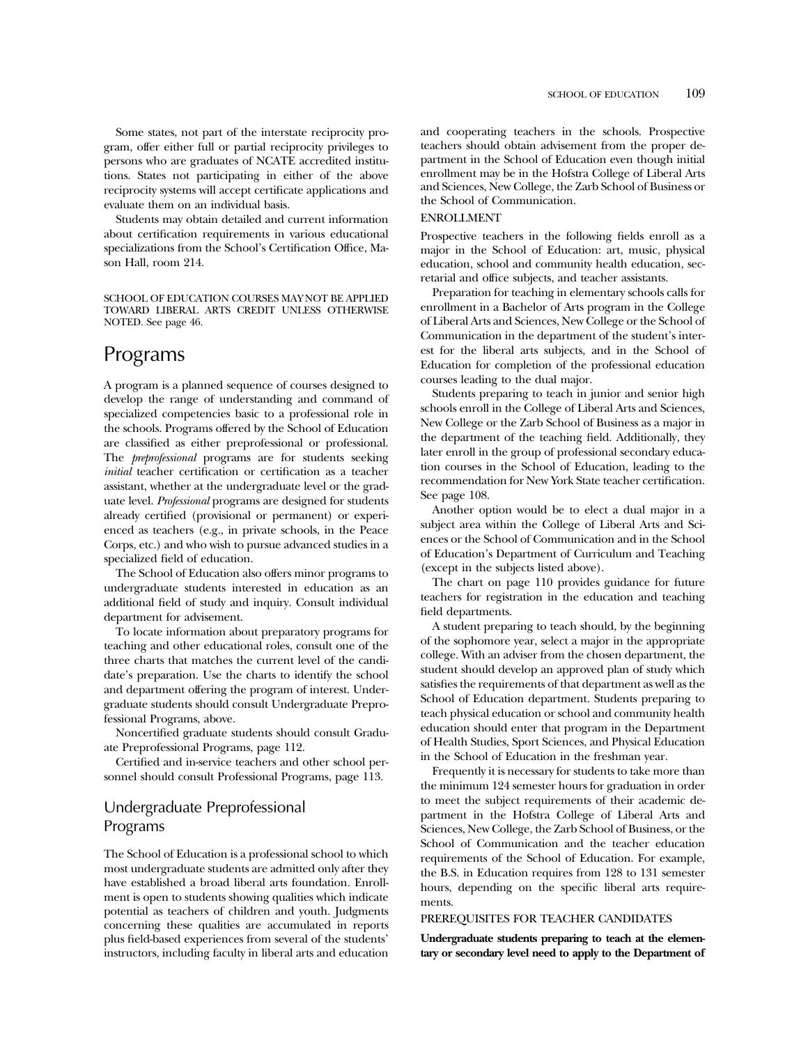Some states, not part of the interstate reciprocity program, offer either full or partial reciprocity privileges to persons who are graduates of NCATE accredited institutions. States not participating in either of the above reciprocity systems will accept certificate applications and evaluate them on an individual basis.

Students may obtain detailed and current information about certification requirements in various educational specializations from the School's Certification Office, Mason Hall, room 214.

SCHOOL OF EDUCATION COURSES MAY NOT BE APPLIED TOWARD LIBERAL ARTS CREDIT UNLESS OTHERWISE NOTED. See page 46.

# Programs

A program is a planned sequence of courses designed to develop the range of understanding and command of specialized competencies basic to a professional role in the schools. Programs offered by the School of Education are classified as either preprofessional or professional. The *preprofessional* programs are for students seeking *initial* teacher certification or certification as a teacher assistant, whether at the undergraduate level or the graduate level. *Professional* programs are designed for students already certified (provisional or permanent) or experienced as teachers (e.g., in private schools, in the Peace Corps, etc.) and who wish to pursue advanced studies in a specialized field of education.

The School of Education also offers minor programs to undergraduate students interested in education as an additional field of study and inquiry. Consult individual department for advisement.

To locate information about preparatory programs for teaching and other educational roles, consult one of the three charts that matches the current level of the candidate's preparation. Use the charts to identify the school and department offering the program of interest. Undergraduate students should consult Undergraduate Preprofessional Programs, above.

Noncertified graduate students should consult Graduate Preprofessional Programs, page 112.

Certified and in-service teachers and other school personnel should consult Professional Programs, page 113.

## Undergraduate Preprofessional Programs

The School of Education is a professional school to which most undergraduate students are admitted only after they have established a broad liberal arts foundation. Enrollment is open to students showing qualities which indicate potential as teachers of children and youth. Judgments concerning these qualities are accumulated in reports plus field-based experiences from several of the students' instructors, including faculty in liberal arts and education and cooperating teachers in the schools. Prospective teachers should obtain advisement from the proper department in the School of Education even though initial enrollment may be in the Hofstra College of Liberal Arts and Sciences, New College, the Zarb School of Business or the School of Communication.

ENROLLMENT

Prospective teachers in the following fields enroll as a major in the School of Education: art, music, physical education, school and community health education, secretarial and office subjects, and teacher assistants.

Preparation for teaching in elementary schools calls for enrollment in a Bachelor of Arts program in the College of Liberal Arts and Sciences, New College or the School of Communication in the department of the student's interest for the liberal arts subjects, and in the School of Education for completion of the professional education courses leading to the dual major.

Students preparing to teach in junior and senior high schools enroll in the College of Liberal Arts and Sciences, New College or the Zarb School of Business as a major in the department of the teaching field. Additionally, they later enroll in the group of professional secondary education courses in the School of Education, leading to the recommendation for New York State teacher certification. See page 108.

Another option would be to elect a dual major in a subject area within the College of Liberal Arts and Sciences or the School of Communication and in the School of Education's Department of Curriculum and Teaching (except in the subjects listed above).

The chart on page 110 provides guidance for future teachers for registration in the education and teaching field departments.

A student preparing to teach should, by the beginning of the sophomore year, select a major in the appropriate college. With an adviser from the chosen department, the student should develop an approved plan of study which satisfies the requirements of that department as well as the School of Education department. Students preparing to teach physical education or school and community health education should enter that program in the Department of Health Studies, Sport Sciences, and Physical Education in the School of Education in the freshman year.

Frequently it is necessary for students to take more than the minimum 124 semester hours for graduation in order to meet the subject requirements of their academic department in the Hofstra College of Liberal Arts and Sciences, New College, the Zarb School of Business, or the School of Communication and the teacher education requirements of the School of Education. For example, the B.S. in Education requires from 128 to 131 semester hours, depending on the specific liberal arts requirements.

PREREQUISITES FOR TEACHER CANDIDATES

**Undergraduate students preparing to teach at the elementary or secondary level need to apply to the Department of**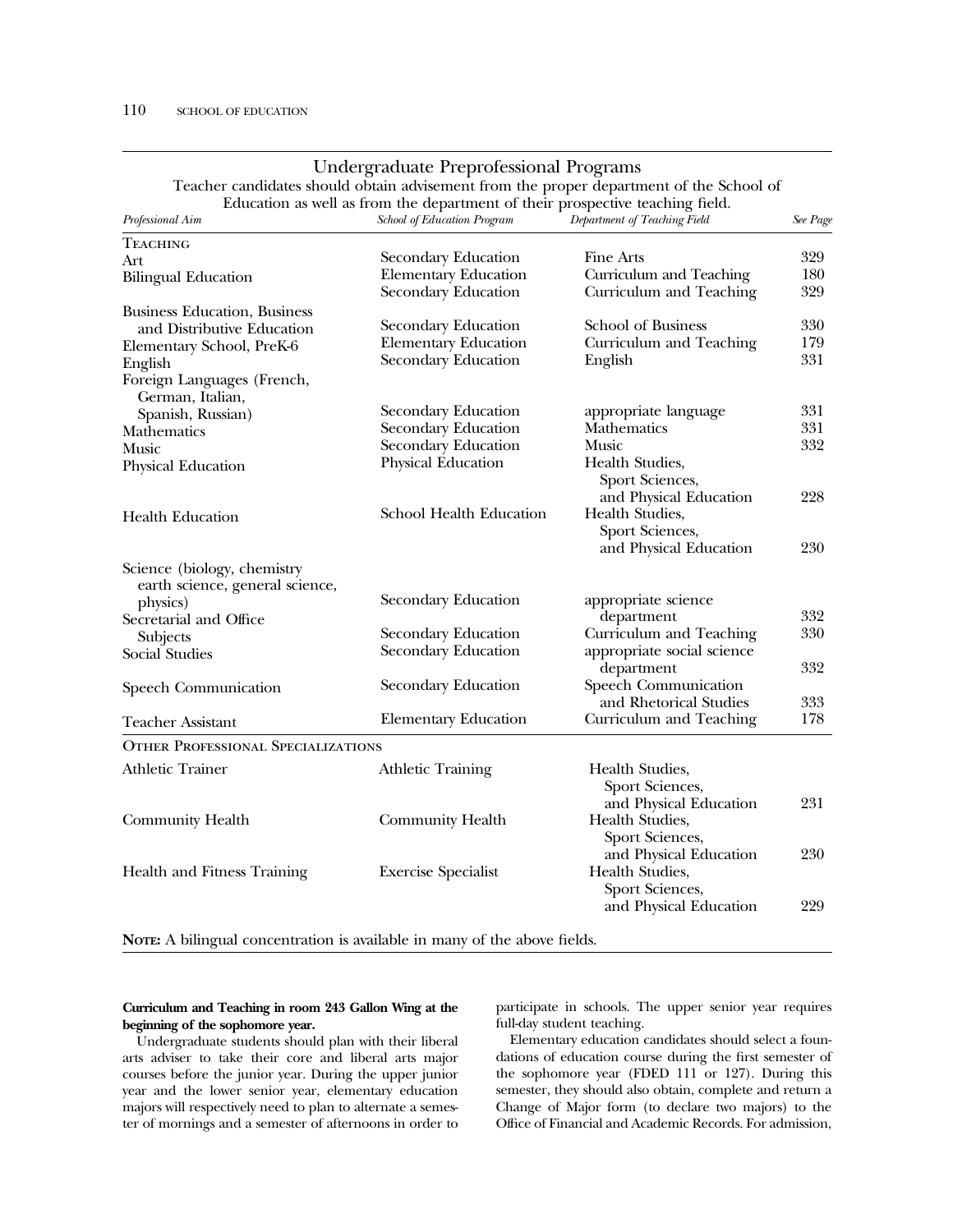## Undergraduate Preprofessional Programs

Teacher candidates should obtain advisement from the proper department of the School of Education as well as from the department of their prospective teaching field.

| *Professional Aim* | *School of Education Program* | *Department of Teaching Field* | *See Page* |
|---|---|---|---|
| **TEACHING** | | | |
| Art | Secondary Education | Fine Arts | 329 |
| Bilingual Education | Elementary Education | Curriculum and Teaching | 180 |
| | Secondary Education | Curriculum and Teaching | 329 |
| Business Education, Business and Distributive Education | Secondary Education | School of Business | 330 |
| Elementary School, PreK-6 | Elementary Education | Curriculum and Teaching | 179 |
| English | Secondary Education | English | 331 |
| Foreign Languages (French, German, Italian, Spanish, Russian) | Secondary Education | appropriate language | 331 |
| Mathematics | Secondary Education | Mathematics | 331 |
| Music | Secondary Education | Music | 332 |
| Physical Education | Physical Education | Health Studies, Sport Sciences, and Physical Education | 228 |
| Health Education | School Health Education | Health Studies, Sport Sciences, and Physical Education | 230 |
| Science (biology, chemistry earth science, general science, physics) | Secondary Education | appropriate science department | 332 |
| Secretarial and Office Subjects | Secondary Education | Curriculum and Teaching | 330 |
| Social Studies | Secondary Education | appropriate social science department | 332 |
| Speech Communication | Secondary Education | Speech Communication and Rhetorical Studies | 333 |
| Teacher Assistant | Elementary Education | Curriculum and Teaching | 178 |
| **OTHER PROFESSIONAL SPECIALIZATIONS** | | | |
| Athletic Trainer | Athletic Training | Health Studies, Sport Sciences, and Physical Education | 231 |
| Community Health | Community Health | Health Studies, Sport Sciences, and Physical Education | 230 |
| Health and Fitness Training | Exercise Specialist | Health Studies, Sport Sciences, and Physical Education | 229 |

**NOTE:** A bilingual concentration is available in many of the above fields.

**Curriculum and Teaching in room 243 Gallon Wing at the beginning of the sophomore year.**

Undergraduate students should plan with their liberal arts adviser to take their core and liberal arts major courses before the junior year. During the upper junior year and the lower senior year, elementary education majors will respectively need to plan to alternate a semester of mornings and a semester of afternoons in order to participate in schools. The upper senior year requires full-day student teaching.

Elementary education candidates should select a foundations of education course during the first semester of the sophomore year (FDED 111 or 127). During this semester, they should also obtain, complete and return a Change of Major form (to declare two majors) to the Office of Financial and Academic Records. For admission,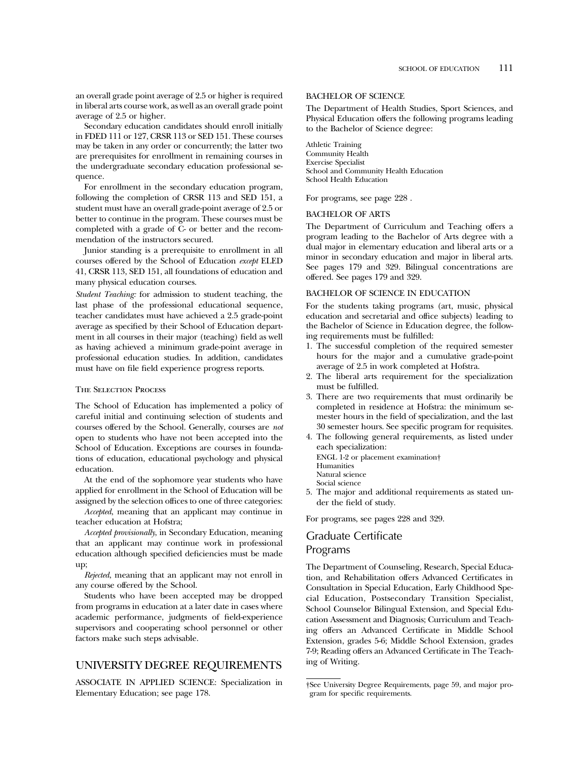an overall grade point average of 2.5 or higher is required in liberal arts course work, as well as an overall grade point average of 2.5 or higher.

Secondary education candidates should enroll initially in FDED 111 or 127, CRSR 113 or SED 151. These courses may be taken in any order or concurrently; the latter two are prerequisites for enrollment in remaining courses in the undergraduate secondary education professional sequence.

For enrollment in the secondary education program, following the completion of CRSR 113 and SED 151, a student must have an overall grade-point average of 2.5 or better to continue in the program. These courses must be completed with a grade of C- or better and the recommendation of the instructors secured.

Junior standing is a prerequisite to enrollment in all courses offered by the School of Education *except* ELED 41, CRSR 113, SED 151, all foundations of education and many physical education courses.

*Student Teaching:* for admission to student teaching, the last phase of the professional educational sequence, teacher candidates must have achieved a 2.5 grade-point average as specified by their School of Education department in all courses in their major (teaching) field as well as having achieved a minimum grade-point average in professional education studies. In addition, candidates must have on file field experience progress reports.

### The Selection Process

The School of Education has implemented a policy of careful initial and continuing selection of students and courses offered by the School. Generally, courses are *not* open to students who have not been accepted into the School of Education. Exceptions are courses in foundations of education, educational psychology and physical education.

At the end of the sophomore year students who have applied for enrollment in the School of Education will be assigned by the selection offices to one of three categories:

*Accepted*, meaning that an applicant may continue in teacher education at Hofstra;

*Accepted provisionally*, in Secondary Education, meaning that an applicant may continue work in professional education although specified deficiencies must be made up;

*Rejected*, meaning that an applicant may not enroll in any course offered by the School.

Students who have been accepted may be dropped from programs in education at a later date in cases where academic performance, judgments of field-experience supervisors and cooperating school personnel or other factors make such steps advisable.

## UNIVERSITY DEGREE REQUIREMENTS

ASSOCIATE IN APPLIED SCIENCE: Specialization in Elementary Education; see page 178.

### BACHELOR OF SCIENCE

The Department of Health Studies, Sport Sciences, and Physical Education offers the following programs leading to the Bachelor of Science degree:

Athletic Training
Community Health
Exercise Specialist
School and Community Health Education
School Health Education

For programs, see page 228 .

### BACHELOR OF ARTS

The Department of Curriculum and Teaching offers a program leading to the Bachelor of Arts degree with a dual major in elementary education and liberal arts or a minor in secondary education and major in liberal arts. See pages 179 and 329. Bilingual concentrations are offered. See pages 179 and 329.

### BACHELOR OF SCIENCE IN EDUCATION

For the students taking programs (art, music, physical education and secretarial and office subjects) leading to the Bachelor of Science in Education degree, the following requirements must be fulfilled:

1. The successful completion of the required semester hours for the major and a cumulative grade-point average of 2.5 in work completed at Hofstra.
2. The liberal arts requirement for the specialization must be fulfilled.
3. There are two requirements that must ordinarily be completed in residence at Hofstra: the minimum semester hours in the field of specialization, and the last 30 semester hours. See specific program for requisites.
4. The following general requirements, as listed under each specialization:
   ENGL 1-2 or placement examination†
   Humanities
   Natural science
   Social science
5. The major and additional requirements as stated under the field of study.

For programs, see pages 228 and 329.

## Graduate Certificate Programs

The Department of Counseling, Research, Special Education, and Rehabilitation offers Advanced Certificates in Consultation in Special Education, Early Childhood Special Education, Postsecondary Transition Specialist, School Counselor Bilingual Extension, and Special Education Assessment and Diagnosis; Curriculum and Teaching offers an Advanced Certificate in Middle School Extension, grades 5-6; Middle School Extension, grades 7-9; Reading offers an Advanced Certificate in The Teaching of Writing.

†See University Degree Requirements, page 59, and major program for specific requirements.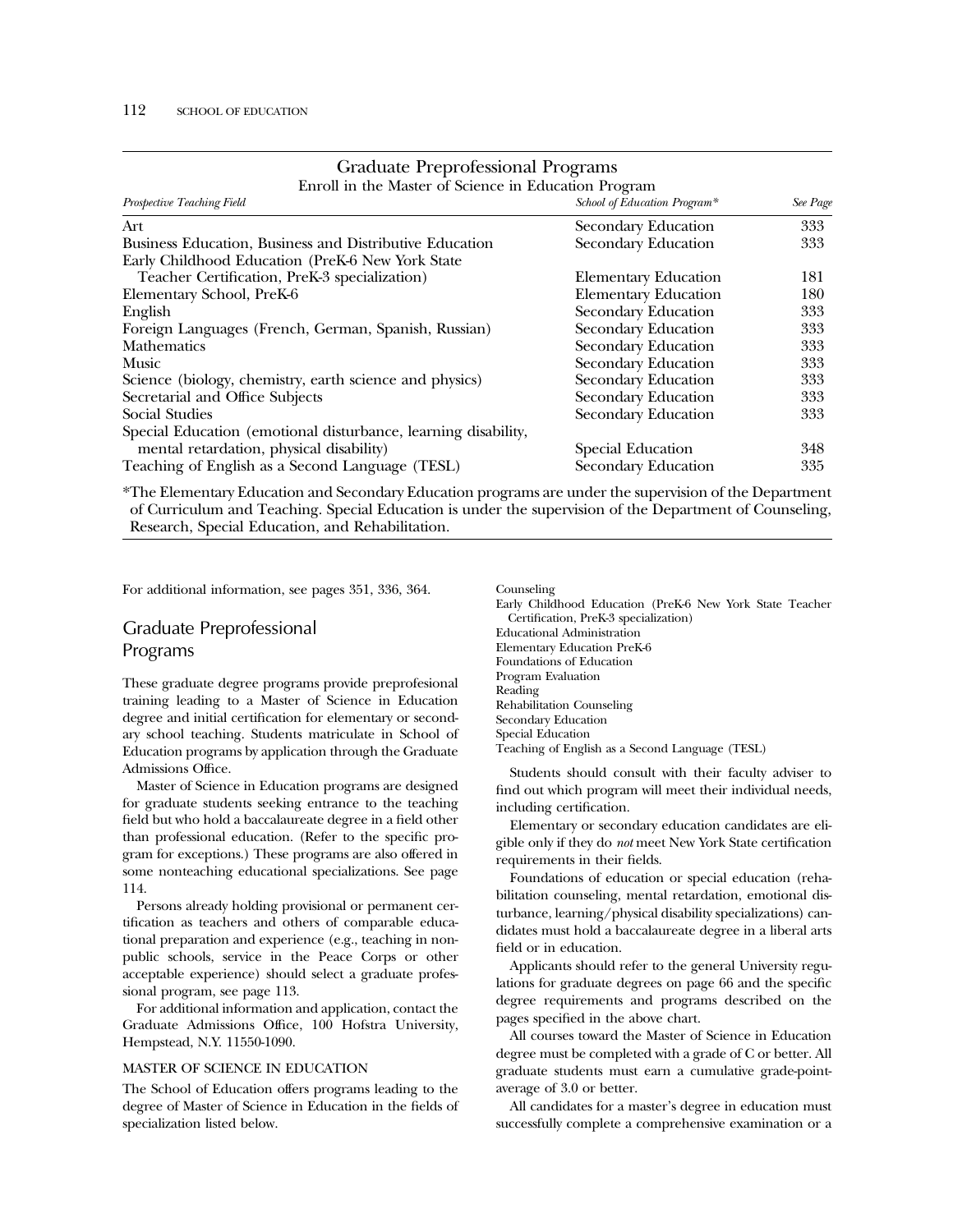## Graduate Preprofessional Programs

Enroll in the Master of Science in Education Program

| *Prospective Teaching Field* | *School of Education Program\** | *See Page* |
|---|---|---|
| Art | Secondary Education | 333 |
| Business Education, Business and Distributive Education | Secondary Education | 333 |
| Early Childhood Education (PreK-6 New York State Teacher Certification, PreK-3 specialization) | Elementary Education | 181 |
| Elementary School, PreK-6 | Elementary Education | 180 |
| English | Secondary Education | 333 |
| Foreign Languages (French, German, Spanish, Russian) | Secondary Education | 333 |
| Mathematics | Secondary Education | 333 |
| Music | Secondary Education | 333 |
| Science (biology, chemistry, earth science and physics) | Secondary Education | 333 |
| Secretarial and Office Subjects | Secondary Education | 333 |
| Social Studies | Secondary Education | 333 |
| Special Education (emotional disturbance, learning disability, mental retardation, physical disability) | Special Education | 348 |
| Teaching of English as a Second Language (TESL) | Secondary Education | 335 |

\*The Elementary Education and Secondary Education programs are under the supervision of the Department of Curriculum and Teaching. Special Education is under the supervision of the Department of Counseling, Research, Special Education, and Rehabilitation.

For additional information, see pages 351, 336, 364.

## Graduate Preprofessional Programs

These graduate degree programs provide preprofesional training leading to a Master of Science in Education degree and initial certification for elementary or secondary school teaching. Students matriculate in School of Education programs by application through the Graduate Admissions Office.

Master of Science in Education programs are designed for graduate students seeking entrance to the teaching field but who hold a baccalaureate degree in a field other than professional education. (Refer to the specific program for exceptions.) These programs are also offered in some nonteaching educational specializations. See page 114.

Persons already holding provisional or permanent certification as teachers and others of comparable educational preparation and experience (e.g., teaching in nonpublic schools, service in the Peace Corps or other acceptable experience) should select a graduate professional program, see page 113.

For additional information and application, contact the Graduate Admissions Office, 100 Hofstra University, Hempstead, N.Y. 11550-1090.

### MASTER OF SCIENCE IN EDUCATION

The School of Education offers programs leading to the degree of Master of Science in Education in the fields of specialization listed below.

Counseling
Early Childhood Education (PreK-6 New York State Teacher Certification, PreK-3 specialization)
Educational Administration
Elementary Education PreK-6
Foundations of Education
Program Evaluation
Reading
Rehabilitation Counseling
Secondary Education
Special Education
Teaching of English as a Second Language (TESL)

Students should consult with their faculty adviser to find out which program will meet their individual needs, including certification.

Elementary or secondary education candidates are eligible only if they do *not* meet New York State certification requirements in their fields.

Foundations of education or special education (rehabilitation counseling, mental retardation, emotional disturbance, learning/physical disability specializations) candidates must hold a baccalaureate degree in a liberal arts field or in education.

Applicants should refer to the general University regulations for graduate degrees on page 66 and the specific degree requirements and programs described on the pages specified in the above chart.

All courses toward the Master of Science in Education degree must be completed with a grade of C or better. All graduate students must earn a cumulative grade-point-average of 3.0 or better.

All candidates for a master's degree in education must successfully complete a comprehensive examination or a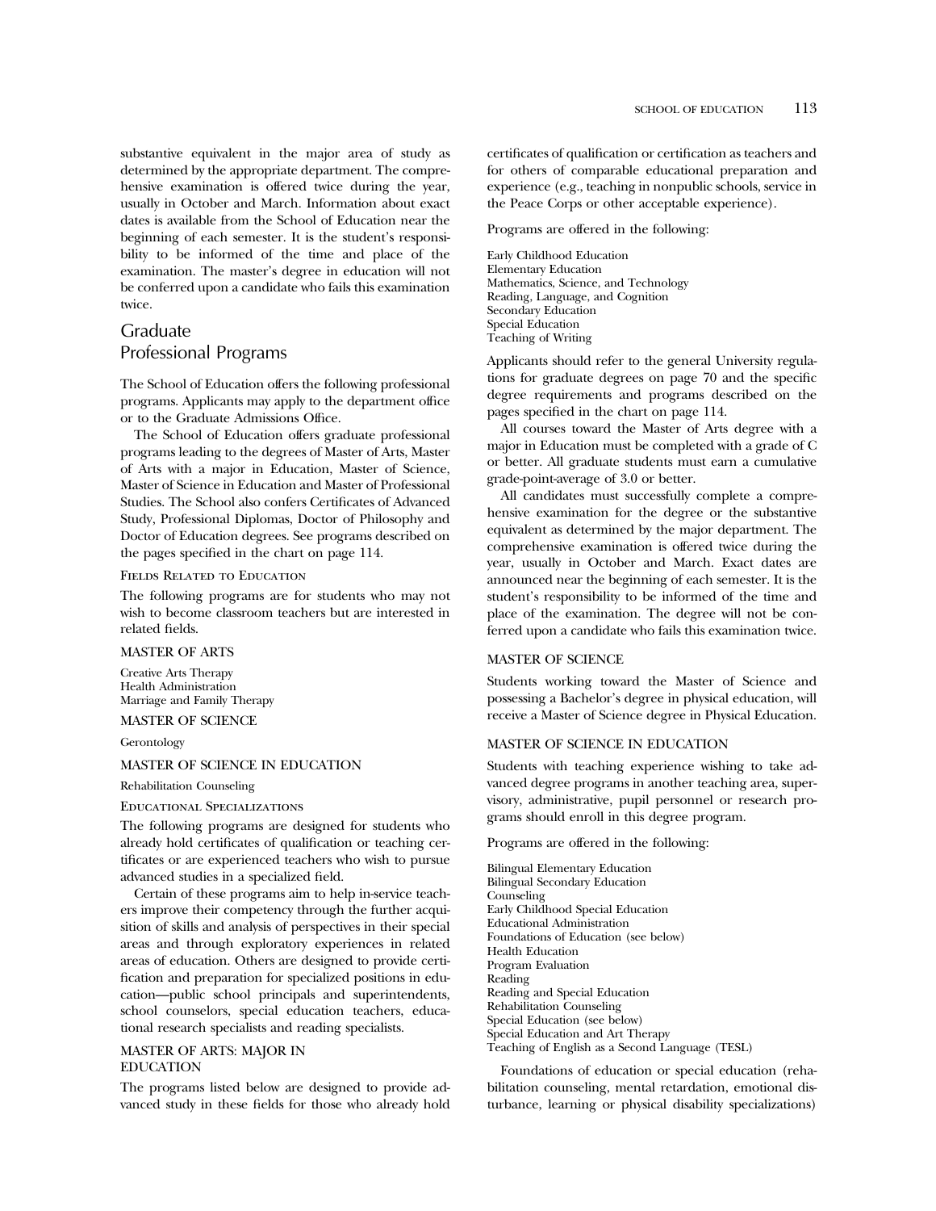substantive equivalent in the major area of study as determined by the appropriate department. The comprehensive examination is offered twice during the year, usually in October and March. Information about exact dates is available from the School of Education near the beginning of each semester. It is the student's responsibility to be informed of the time and place of the examination. The master's degree in education will not be conferred upon a candidate who fails this examination twice.

## Graduate Professional Programs

The School of Education offers the following professional programs. Applicants may apply to the department office or to the Graduate Admissions Office.

The School of Education offers graduate professional programs leading to the degrees of Master of Arts, Master of Arts with a major in Education, Master of Science, Master of Science in Education and Master of Professional Studies. The School also confers Certificates of Advanced Study, Professional Diplomas, Doctor of Philosophy and Doctor of Education degrees. See programs described on the pages specified in the chart on page 114.

### Fields Related to Education

The following programs are for students who may not wish to become classroom teachers but are interested in related fields.

#### MASTER OF ARTS

Creative Arts Therapy
Health Administration
Marriage and Family Therapy

#### MASTER OF SCIENCE

Gerontology

#### MASTER OF SCIENCE IN EDUCATION

Rehabilitation Counseling

### Educational Specializations

The following programs are designed for students who already hold certificates of qualification or teaching certificates or are experienced teachers who wish to pursue advanced studies in a specialized field.

Certain of these programs aim to help in-service teachers improve their competency through the further acquisition of skills and analysis of perspectives in their special areas and through exploratory experiences in related areas of education. Others are designed to provide certification and preparation for specialized positions in education—public school principals and superintendents, school counselors, special education teachers, educational research specialists and reading specialists.

#### MASTER OF ARTS: MAJOR IN EDUCATION

The programs listed below are designed to provide advanced study in these fields for those who already hold certificates of qualification or certification as teachers and for others of comparable educational preparation and experience (e.g., teaching in nonpublic schools, service in the Peace Corps or other acceptable experience).

Programs are offered in the following:

Early Childhood Education
Elementary Education
Mathematics, Science, and Technology
Reading, Language, and Cognition
Secondary Education
Special Education
Teaching of Writing

Applicants should refer to the general University regulations for graduate degrees on page 70 and the specific degree requirements and programs described on the pages specified in the chart on page 114.

All courses toward the Master of Arts degree with a major in Education must be completed with a grade of C or better. All graduate students must earn a cumulative grade-point-average of 3.0 or better.

All candidates must successfully complete a comprehensive examination for the degree or the substantive equivalent as determined by the major department. The comprehensive examination is offered twice during the year, usually in October and March. Exact dates are announced near the beginning of each semester. It is the student's responsibility to be informed of the time and place of the examination. The degree will not be conferred upon a candidate who fails this examination twice.

#### MASTER OF SCIENCE

Students working toward the Master of Science and possessing a Bachelor's degree in physical education, will receive a Master of Science degree in Physical Education.

#### MASTER OF SCIENCE IN EDUCATION

Students with teaching experience wishing to take advanced degree programs in another teaching area, supervisory, administrative, pupil personnel or research programs should enroll in this degree program.

Programs are offered in the following:

Bilingual Elementary Education
Bilingual Secondary Education
Counseling
Early Childhood Special Education
Educational Administration
Foundations of Education (see below)
Health Education
Program Evaluation
Reading
Reading and Special Education
Rehabilitation Counseling
Special Education (see below)
Special Education and Art Therapy
Teaching of English as a Second Language (TESL)

Foundations of education or special education (rehabilitation counseling, mental retardation, emotional disturbance, learning or physical disability specializations)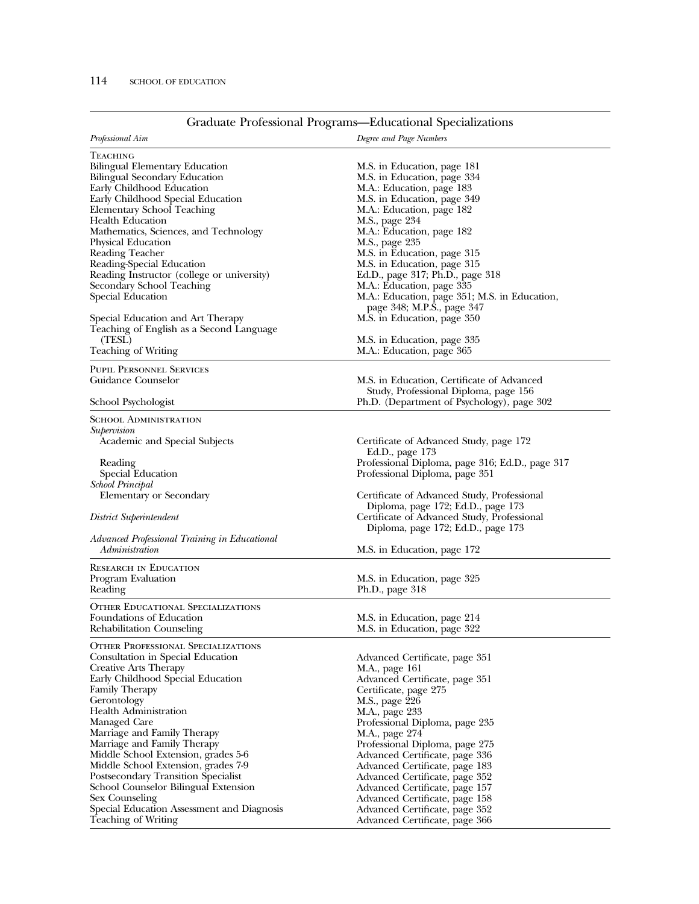## Graduate Professional Programs—Educational Specializations

| *Professional Aim* | *Degree and Page Numbers* |
|---|---|
| **TEACHING** | |
| Bilingual Elementary Education | M.S. in Education, page 181 |
| Bilingual Secondary Education | M.S. in Education, page 334 |
| Early Childhood Education | M.A.: Education, page 183 |
| Early Childhood Special Education | M.S. in Education, page 349 |
| Elementary School Teaching | M.A.: Education, page 182 |
| Health Education | M.S., page 234 |
| Mathematics, Sciences, and Technology | M.A.: Education, page 182 |
| Physical Education | M.S., page 235 |
| Reading Teacher | M.S. in Education, page 315 |
| Reading-Special Education | M.S. in Education, page 315 |
| Reading Instructor (college or university) | Ed.D., page 317; Ph.D., page 318 |
| Secondary School Teaching | M.A.: Education, page 335 |
| Special Education | M.A.: Education, page 351; M.S. in Education, page 348; M.P.S., page 347 |
| Special Education and Art Therapy | M.S. in Education, page 350 |
| Teaching of English as a Second Language (TESL) | M.S. in Education, page 335 |
| Teaching of Writing | M.A.: Education, page 365 |
| **PUPIL PERSONNEL SERVICES** | |
| Guidance Counselor | M.S. in Education, Certificate of Advanced Study, Professional Diploma, page 156 |
| School Psychologist | Ph.D. (Department of Psychology), page 302 |
| **SCHOOL ADMINISTRATION** | |
| *Supervision* | |
| Academic and Special Subjects | Certificate of Advanced Study, page 172 Ed.D., page 173 |
| Reading | Professional Diploma, page 316; Ed.D., page 317 |
| Special Education | Professional Diploma, page 351 |
| *School Principal* | |
| Elementary or Secondary | Certificate of Advanced Study, Professional Diploma, page 172; Ed.D., page 173 |
| *District Superintendent* | Certificate of Advanced Study, Professional Diploma, page 172; Ed.D., page 173 |
| *Advanced Professional Training in Educational Administration* | M.S. in Education, page 172 |
| **RESEARCH IN EDUCATION** | |
| Program Evaluation | M.S. in Education, page 325 |
| Reading | Ph.D., page 318 |
| **OTHER EDUCATIONAL SPECIALIZATIONS** | |
| Foundations of Education | M.S. in Education, page 214 |
| Rehabilitation Counseling | M.S. in Education, page 322 |
| **OTHER PROFESSIONAL SPECIALIZATIONS** | |
| Consultation in Special Education | Advanced Certificate, page 351 |
| Creative Arts Therapy | M.A., page 161 |
| Early Childhood Special Education | Advanced Certificate, page 351 |
| Family Therapy | Certificate, page 275 |
| Gerontology | M.S., page 226 |
| Health Administration | M.A., page 233 |
| Managed Care | Professional Diploma, page 235 |
| Marriage and Family Therapy | M.A., page 274 |
| Marriage and Family Therapy | Professional Diploma, page 275 |
| Middle School Extension, grades 5-6 | Advanced Certificate, page 336 |
| Middle School Extension, grades 7-9 | Advanced Certificate, page 183 |
| Postsecondary Transition Specialist | Advanced Certificate, page 352 |
| School Counselor Bilingual Extension | Advanced Certificate, page 157 |
| Sex Counseling | Advanced Certificate, page 158 |
| Special Education Assessment and Diagnosis | Advanced Certificate, page 352 |
| Teaching of Writing | Advanced Certificate, page 366 |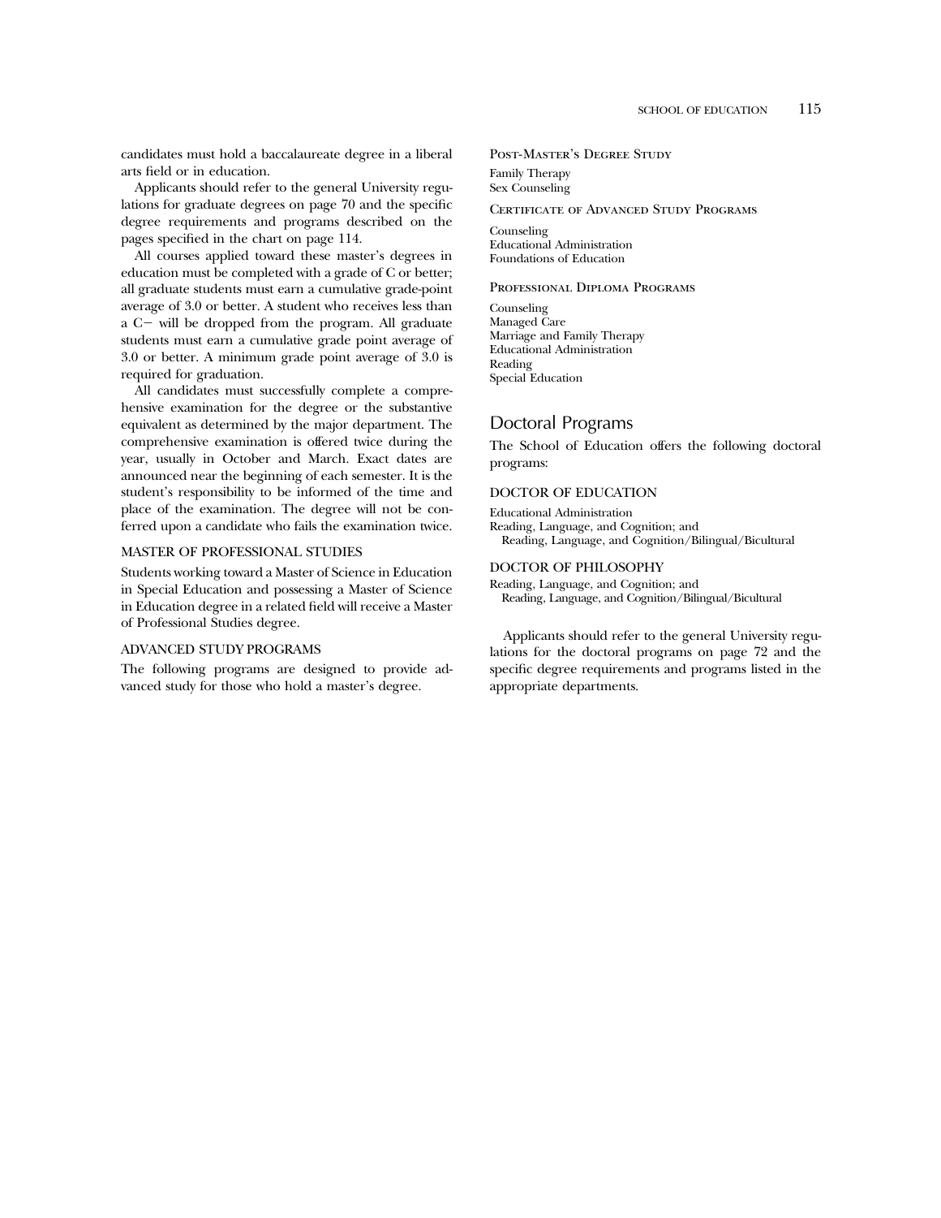candidates must hold a baccalaureate degree in a liberal arts field or in education.

Applicants should refer to the general University regulations for graduate degrees on page 70 and the specific degree requirements and programs described on the pages specified in the chart on page 114.

All courses applied toward these master's degrees in education must be completed with a grade of C or better; all graduate students must earn a cumulative grade-point average of 3.0 or better. A student who receives less than a C− will be dropped from the program. All graduate students must earn a cumulative grade point average of 3.0 or better. A minimum grade point average of 3.0 is required for graduation.

All candidates must successfully complete a comprehensive examination for the degree or the substantive equivalent as determined by the major department. The comprehensive examination is offered twice during the year, usually in October and March. Exact dates are announced near the beginning of each semester. It is the student's responsibility to be informed of the time and place of the examination. The degree will not be conferred upon a candidate who fails the examination twice.

#### MASTER OF PROFESSIONAL STUDIES

Students working toward a Master of Science in Education in Special Education and possessing a Master of Science in Education degree in a related field will receive a Master of Professional Studies degree.

#### ADVANCED STUDY PROGRAMS

The following programs are designed to provide advanced study for those who hold a master's degree.

#### Post-Master's Degree Study

Family Therapy
Sex Counseling

#### Certificate of Advanced Study Programs

Counseling
Educational Administration
Foundations of Education

#### Professional Diploma Programs

Counseling
Managed Care
Marriage and Family Therapy
Educational Administration
Reading
Special Education

## Doctoral Programs

The School of Education offers the following doctoral programs:

#### DOCTOR OF EDUCATION

Educational Administration
Reading, Language, and Cognition; and
Reading, Language, and Cognition/Bilingual/Bicultural

#### DOCTOR OF PHILOSOPHY

Reading, Language, and Cognition; and
Reading, Language, and Cognition/Bilingual/Bicultural

Applicants should refer to the general University regulations for the doctoral programs on page 72 and the specific degree requirements and programs listed in the appropriate departments.